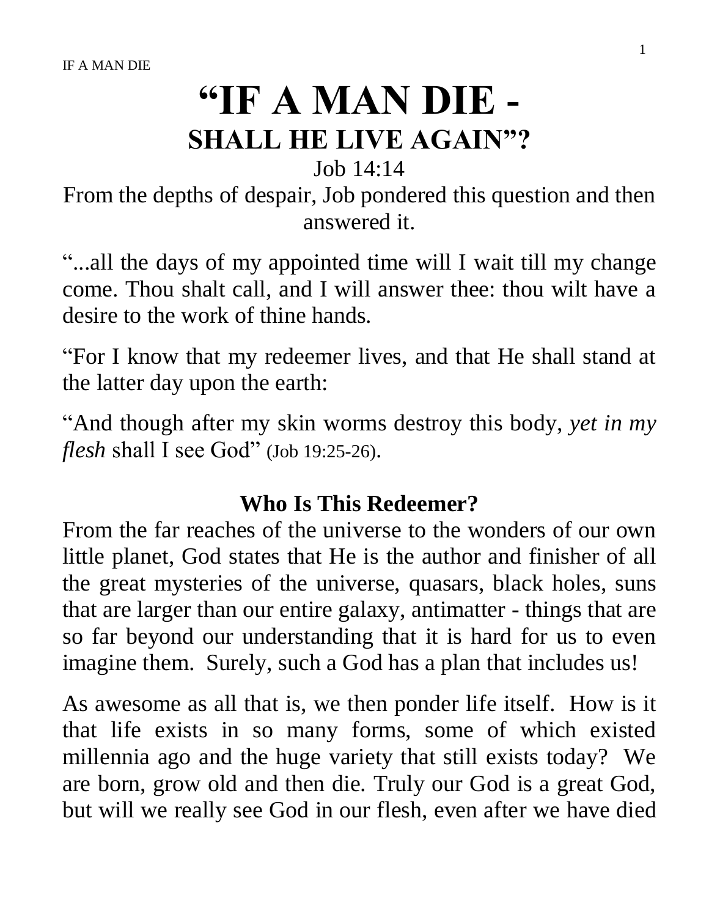# "IF A MAN DIE - SHALL HE LIVE AGAIN"?

Job 14:14

From the depths of despair, Job pondered this question and then answered it.

"...all the days of my appointed time will I wait till my change come. Thou shalt call, and I will answer thee: thou wilt have a desire to the work of thine hands.

"For I know that my redeemer lives, and that He shall stand at the latter day upon the earth:

"And though after my skin worms destroy this body, *yet in my flesh* shall I see God" (Job 19:25-26).

## Who Is This Redeemer?

From the far reaches of the universe to the wonders of our own little planet, God states that He is the author and finisher of all the great mysteries of the universe, quasars, black holes, suns that are larger than our entire galaxy, antimatter - things that are so far beyond our understanding that it is hard for us to even imagine them. Surely, such a God has a plan that includes us!

As awesome as all that is, we then ponder life itself. How is it that life exists in so many forms, some of which existed millennia ago and the huge variety that still exists today? We are born, grow old and then die. Truly our God is a great God, but will we really see God in our flesh, even after we have died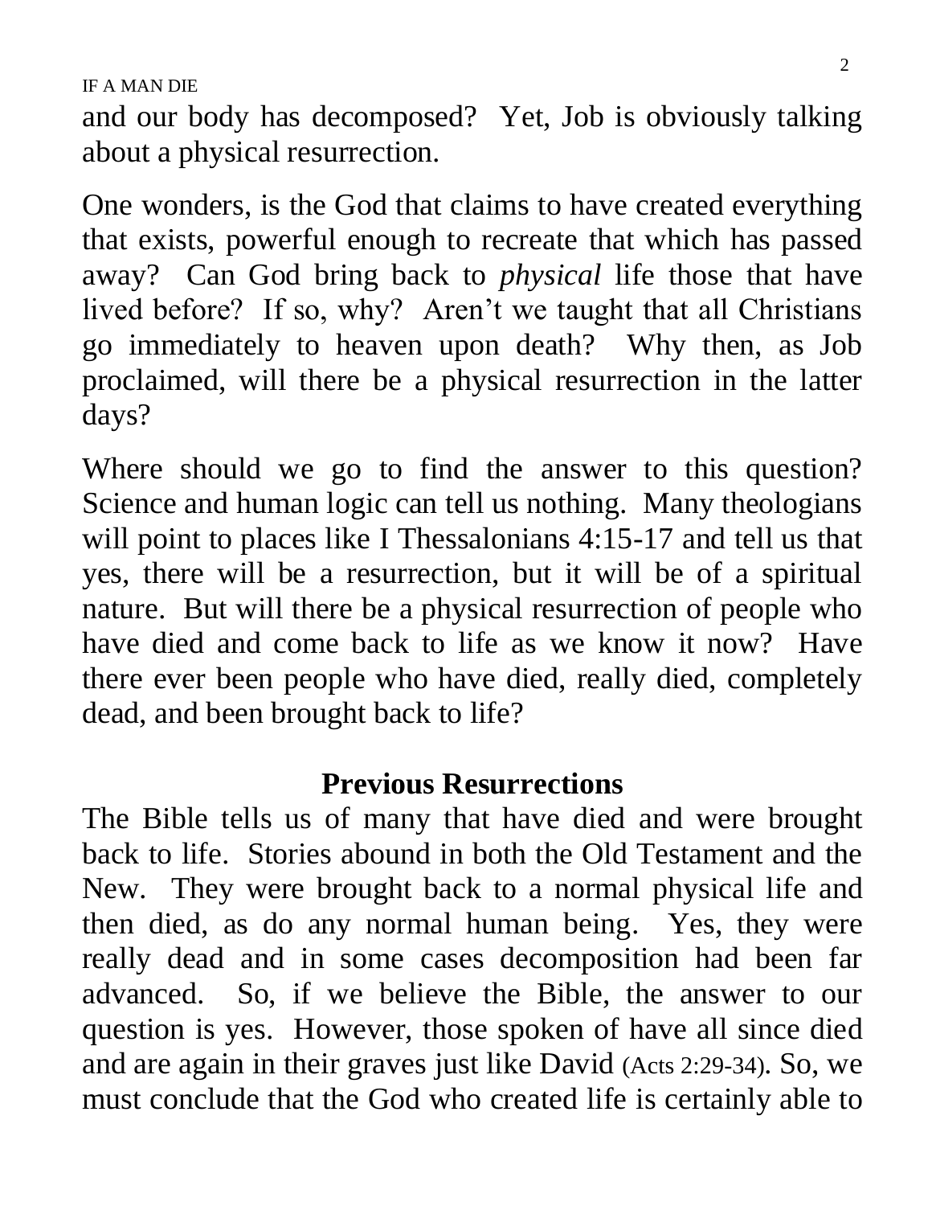and our body has decomposed? Yet, Job is obviously talking about a physical resurrection.

One wonders, is the God that claims to have created everything that exists, powerful enough to recreate that which has passed away? Can God bring back to *physical* life those that have lived before? If so, why? Aren't we taught that all Christians go immediately to heaven upon death? Why then, as Job proclaimed, will there be a physical resurrection in the latter days?

Where should we go to find the answer to this question? Science and human logic can tell us nothing. Many theologians will point to places like I Thessalonians 4:15-17 and tell us that yes, there will be a resurrection, but it will be of a spiritual nature. But will there be a physical resurrection of people who have died and come back to life as we know it now? Have there ever been people who have died, really died, completely dead, and been brought back to life?

## Previous Resurrections

The Bible tells us of many that have died and were brought back to life. Stories abound in both the Old Testament and the New. They were brought back to a normal physical life and then died, as do any normal human being. Yes, they were really dead and in some cases decomposition had been far advanced. So, if we believe the Bible, the answer to our question is yes. However, those spoken of have all since died and are again in their graves just like David (Acts 2:29-34). So, we must conclude that the God who created life is certainly able to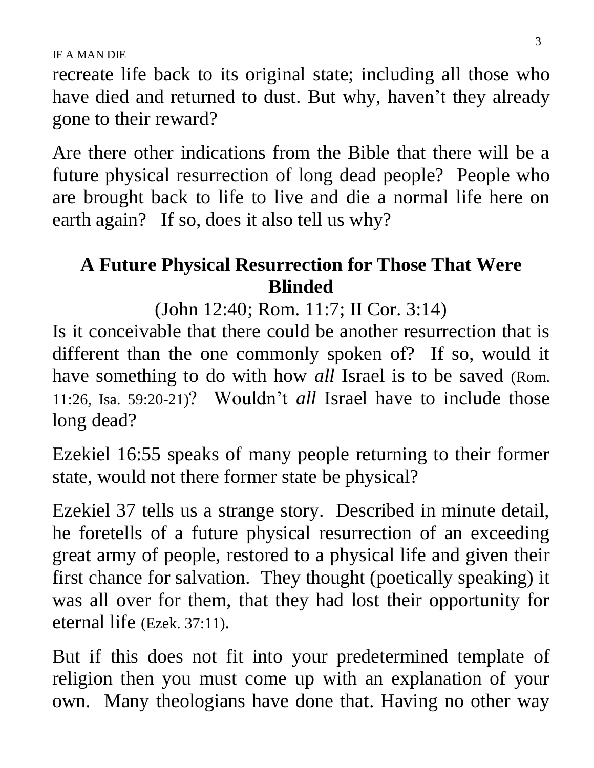recreate life back to its original state; including all those who have died and returned to dust. But why, haven't they already gone to their reward?

Are there other indications from the Bible that there will be a future physical resurrection of long dead people? People who are brought back to life to live and die a normal life here on earth again? If so, does it also tell us why?

## A Future Physical Resurrection for Those That Were Blinded

(John 12:40; Rom. 11:7; II Cor. 3:14)

Is it conceivable that there could be another resurrection that is different than the one commonly spoken of? If so, would it have something to do with how *all* Israel is to be saved (Rom. 11:26, Isa. 59:20-21)? Wouldn't *all* Israel have to include those long dead?

Ezekiel 16:55 speaks of many people returning to their former state, would not there former state be physical?

Ezekiel 37 tells us a strange story. Described in minute detail, he foretells of a future physical resurrection of an exceeding great army of people, restored to a physical life and given their first chance for salvation. They thought (poetically speaking) it was all over for them, that they had lost their opportunity for eternal life (Ezek. 37:11).

But if this does not fit into your predetermined template of religion then you must come up with an explanation of your own. Many theologians have done that. Having no other way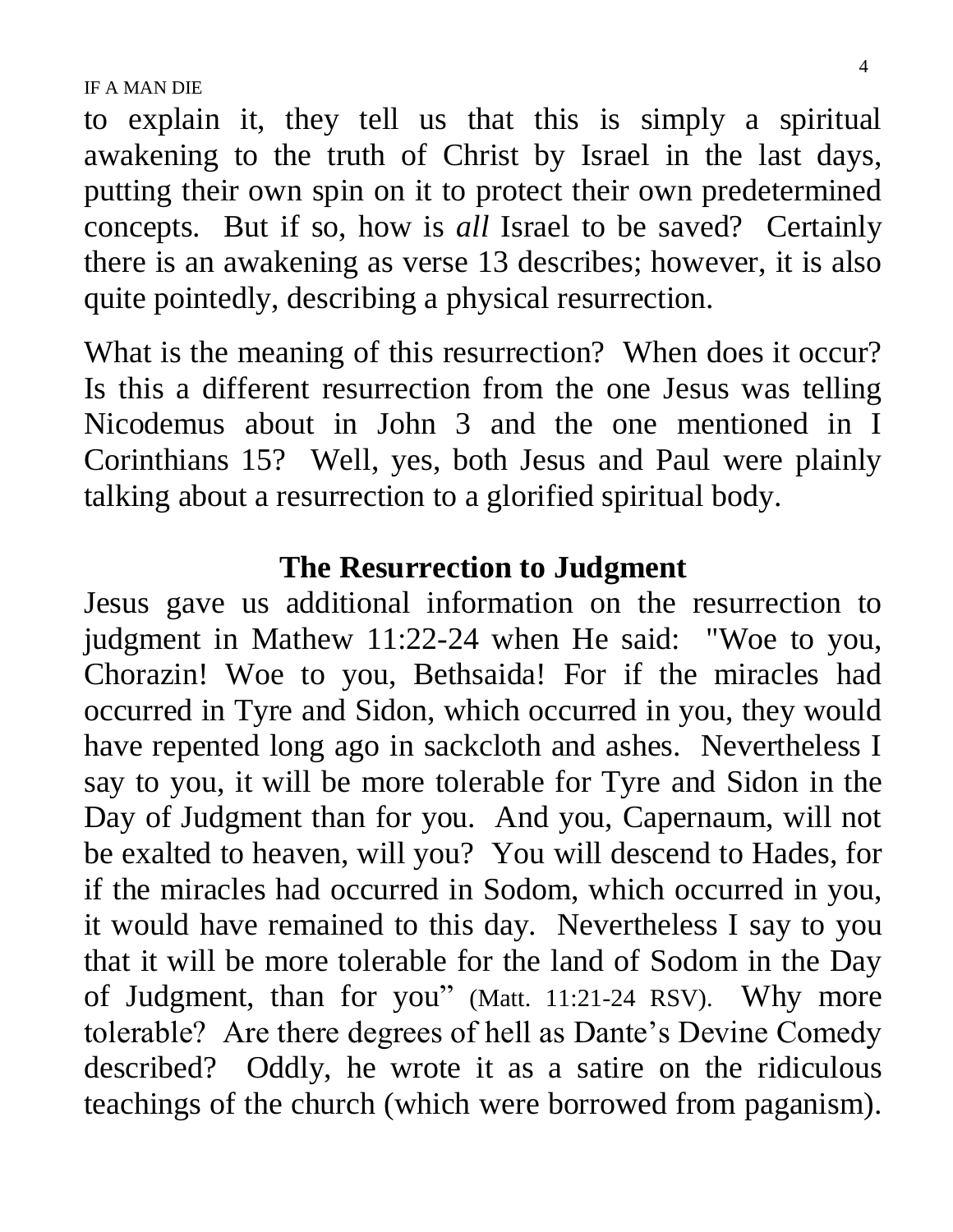to explain it, they tell us that this is simply a spiritual awakening to the truth of Christ by Israel in the last days, putting their own spin on it to protect their own predetermined concepts. But if so, how is *all* Israel to be saved? Certainly there is an awakening as verse 13 describes; however, it is also quite pointedly, describing a physical resurrection.

What is the meaning of this resurrection? When does it occur? Is this a different resurrection from the one Jesus was telling Nicodemus about in John 3 and the one mentioned in I Corinthians 15? Well, yes, both Jesus and Paul were plainly talking about a resurrection to a glorified spiritual body.

## The Resurrection to Judgment

Jesus gave us additional information on the resurrection to judgment in Mathew 11:22-24 when He said: "Woe to you, Chorazin! Woe to you, Bethsaida! For if the miracles had occurred in Tyre and Sidon, which occurred in you, they would have repented long ago in sackcloth and ashes. Nevertheless I say to you, it will be more tolerable for Tyre and Sidon in the Day of Judgment than for you. And you, Capernaum, will not be exalted to heaven, will you? You will descend to Hades, for if the miracles had occurred in Sodom, which occurred in you, it would have remained to this day. Nevertheless I say to you that it will be more tolerable for the land of Sodom in the Day of Judgment, than for you" (Matt. 11:21-24 RSV). Why more tolerable? Are there degrees of hell as Dante's Devine Comedy described? Oddly, he wrote it as a satire on the ridiculous teachings of the church (which were borrowed from paganism).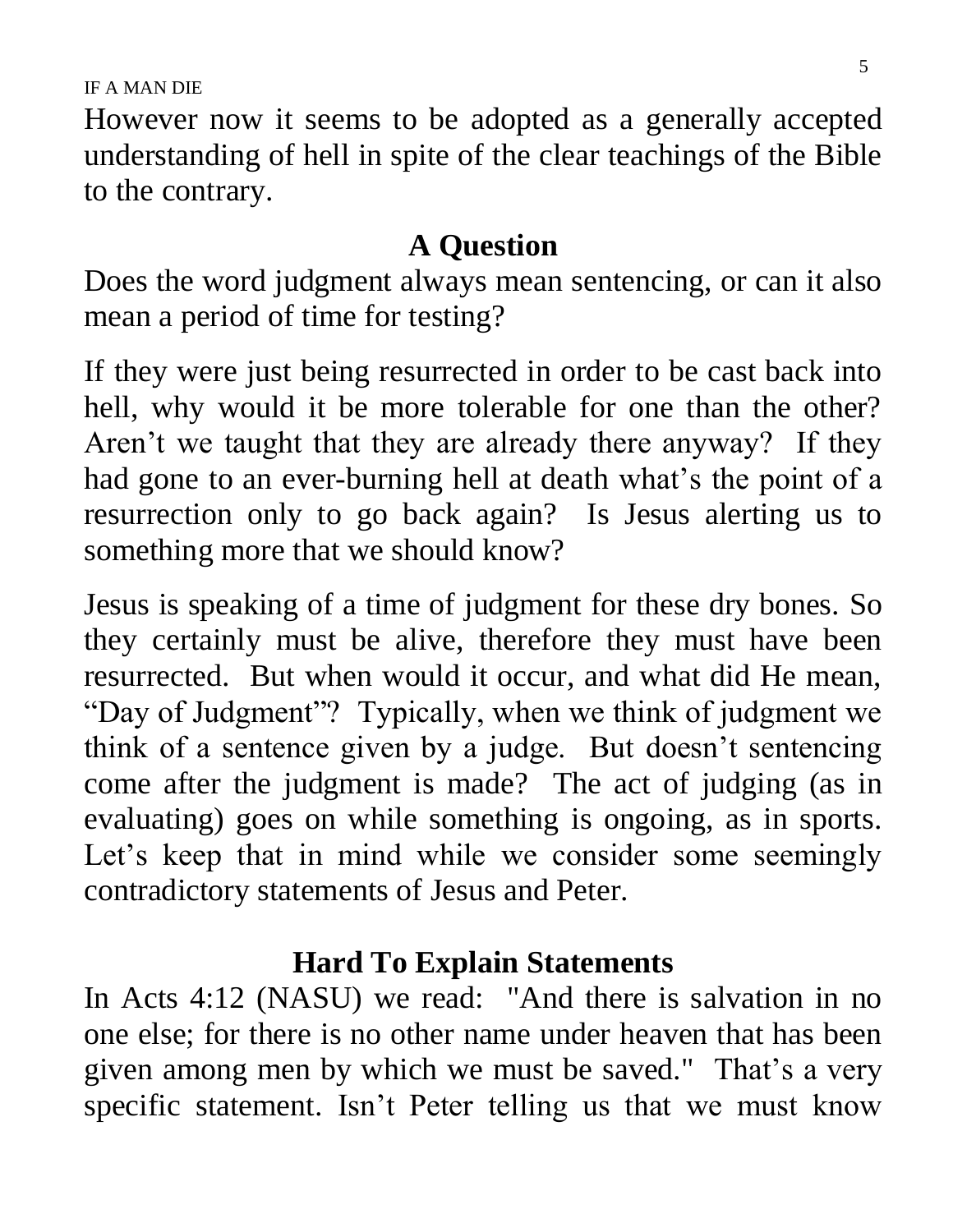However now it seems to be adopted as a generally accepted understanding of hell in spite of the clear teachings of the Bible to the contrary.

## A Question

Does the word judgment always mean sentencing, or can it also mean a period of time for testing?

If they were just being resurrected in order to be cast back into hell, why would it be more tolerable for one than the other? Aren't we taught that they are already there anyway? If they had gone to an ever-burning hell at death what's the point of a resurrection only to go back again? Is Jesus alerting us to something more that we should know?

Jesus is speaking of a time of judgment for these dry bones. So they certainly must be alive, therefore they must have been resurrected. But when would it occur, and what did He mean, "Day of Judgment"? Typically, when we think of judgment we think of a sentence given by a judge. But doesn't sentencing come after the judgment is made? The act of judging (as in evaluating) goes on while something is ongoing, as in sports. Let's keep that in mind while we consider some seemingly contradictory statements of Jesus and Peter.

## Hard To Explain Statements

In Acts 4:12 (NASU) we read: "And there is salvation in no one else; for there is no other name under heaven that has been given among men by which we must be saved." That's a very specific statement. Isn't Peter telling us that we must know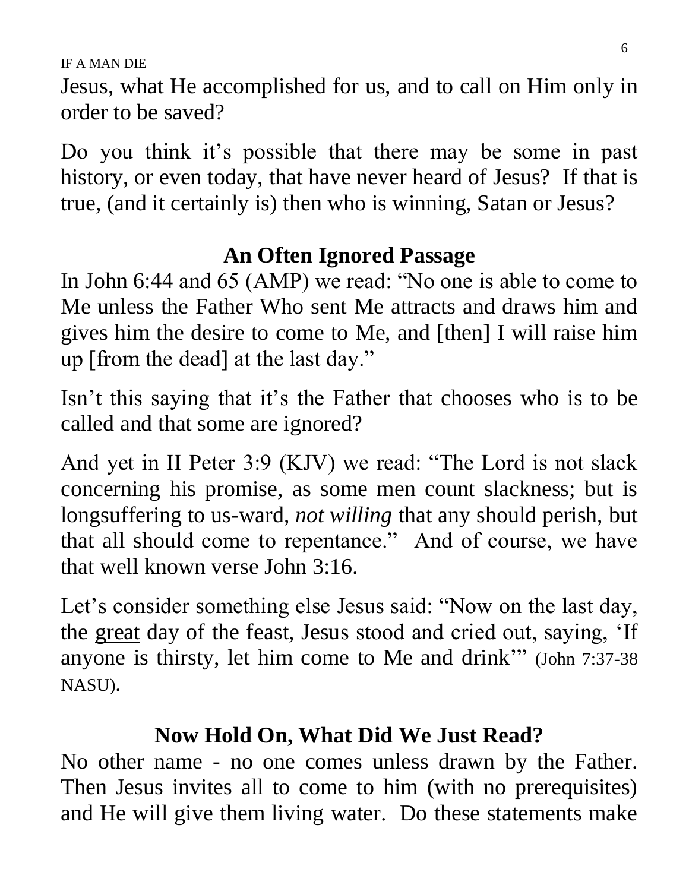Jesus, what He accomplished for us, and to call on Him only in order to be saved?

Do you think it's possible that there may be some in past history, or even today, that have never heard of Jesus? If that is true, (and it certainly is) then who is winning, Satan or Jesus?

## An Often Ignored Passage

In John 6:44 and 65 (AMP) we read: "No one is able to come to Me unless the Father Who sent Me attracts and draws him and gives him the desire to come to Me, and [then] I will raise him up [from the dead] at the last day."

Isn't this saying that it's the Father that chooses who is to be called and that some are ignored?

And yet in II Peter 3:9 (KJV) we read: "The Lord is not slack concerning his promise, as some men count slackness; but is longsuffering to us-ward, *not willing* that any should perish, but that all should come to repentance." And of course, we have that well known verse John 3:16.

Let's consider something else Jesus said: "Now on the last day, the <u>great</u> day of the feast, Jesus stood and cried out, saying, 'If anyone is thirsty, let him come to Me and drink'" (John 7:37-38 NASU).

## Now Hold On, What Did We Just Read?

No other name - no one comes unless drawn by the Father. Then Jesus invites all to come to him (with no prerequisites) and He will give them living water. Do these statements make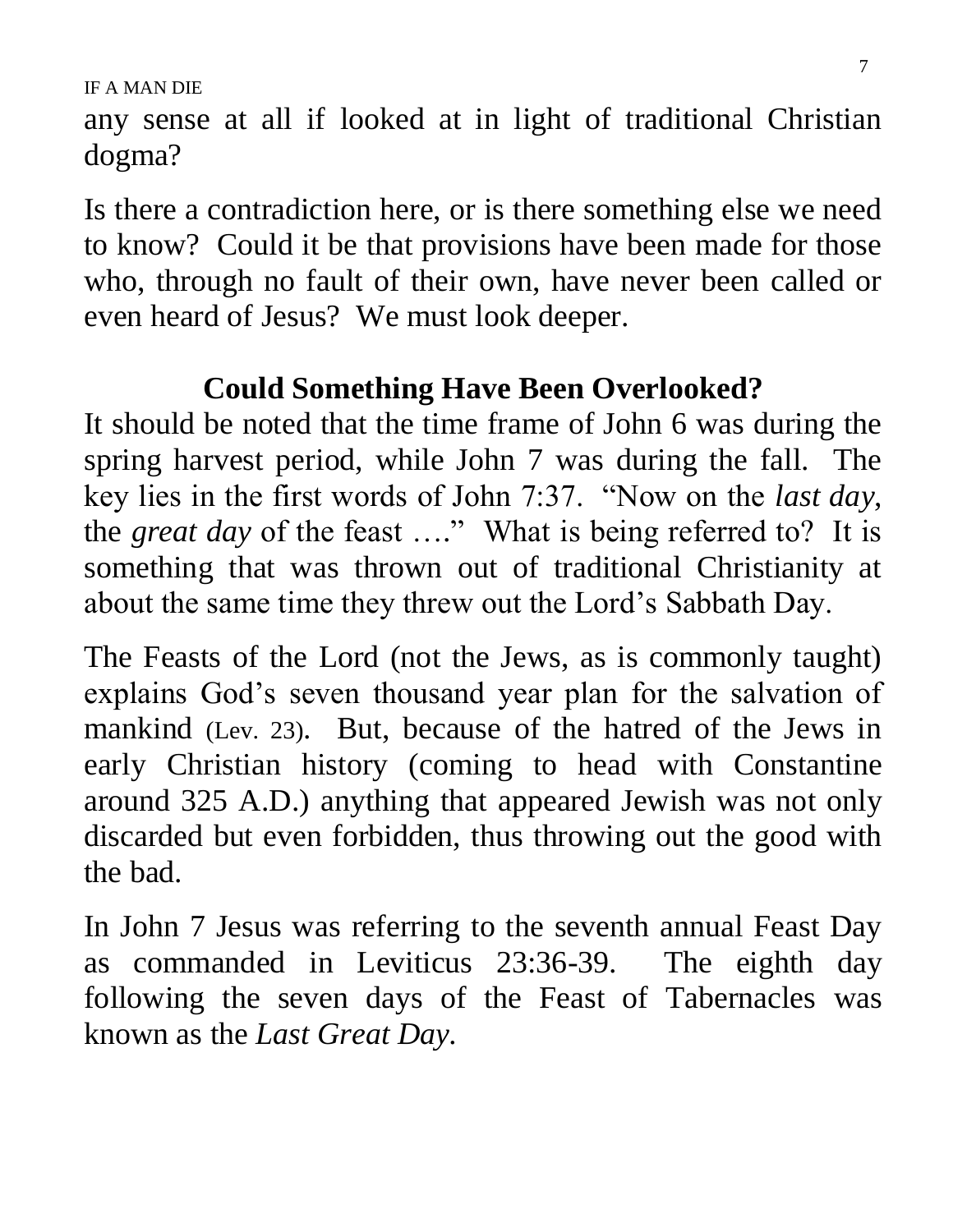any sense at all if looked at in light of traditional Christian dogma?

Is there a contradiction here, or is there something else we need to know? Could it be that provisions have been made for those who, through no fault of their own, have never been called or even heard of Jesus? We must look deeper.

## Could Something Have Been Overlooked?

It should be noted that the time frame of John 6 was during the spring harvest period, while John 7 was during the fall. The key lies in the first words of John 7:37. "Now on the *last day*, the *great day* of the feast …." What is being referred to? It is something that was thrown out of traditional Christianity at about the same time they threw out the Lord's Sabbath Day.

The Feasts of the Lord (not the Jews, as is commonly taught) explains God's seven thousand year plan for the salvation of mankind (Lev. 23). But, because of the hatred of the Jews in early Christian history (coming to head with Constantine around 325 A.D.) anything that appeared Jewish was not only discarded but even forbidden, thus throwing out the good with the bad.

In John 7 Jesus was referring to the seventh annual Feast Day as commanded in Leviticus 23:36-39. The eighth day following the seven days of the Feast of Tabernacles was known as the *Last Great Day*.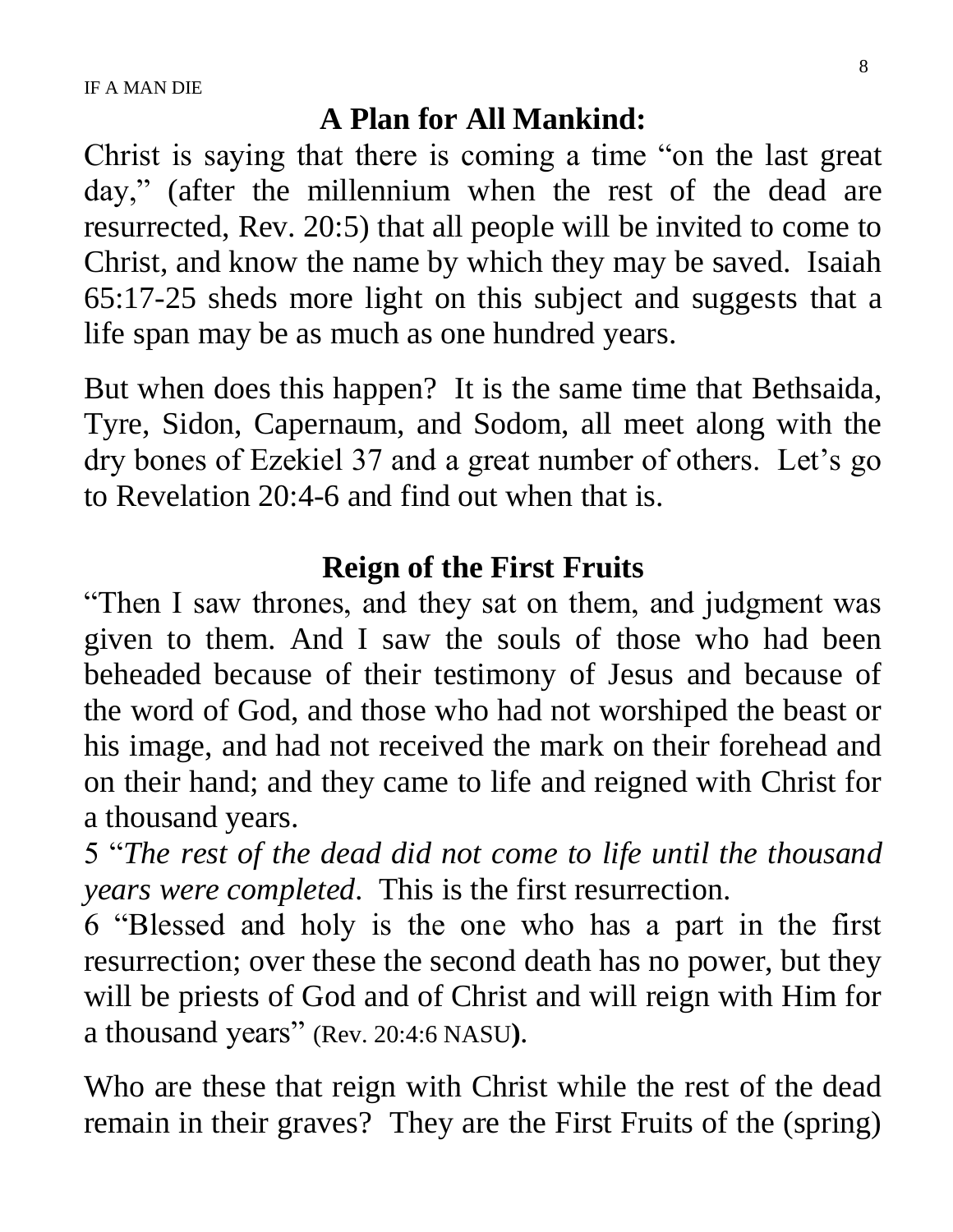## A Plan for All Mankind:

Christ is saying that there is coming a time "on the last great day," (after the millennium when the rest of the dead are resurrected, Rev. 20:5) that all people will be invited to come to Christ, and know the name by which they may be saved. Isaiah 65:17-25 sheds more light on this subject and suggests that a life span may be as much as one hundred years.

But when does this happen? It is the same time that Bethsaida, Tyre, Sidon, Capernaum, and Sodom, all meet along with the dry bones of Ezekiel 37 and a great number of others. Let's go to Revelation 20:4-6 and find out when that is.

## Reign of the First Fruits

"Then I saw thrones, and they sat on them, and judgment was given to them. And I saw the souls of those who had been beheaded because of their testimony of Jesus and because of the word of God, and those who had not worshiped the beast or his image, and had not received the mark on their forehead and on their hand; and they came to life and reigned with Christ for a thousand years.

5 "*The rest of the dead did not come to life until the thousand years were completed*. This is the first resurrection.

6 "Blessed and holy is the one who has a part in the first resurrection; over these the second death has no power, but they will be priests of God and of Christ and will reign with Him for a thousand years" (Rev. 20:4:6 NASU**)**.

Who are these that reign with Christ while the rest of the dead remain in their graves? They are the First Fruits of the (spring)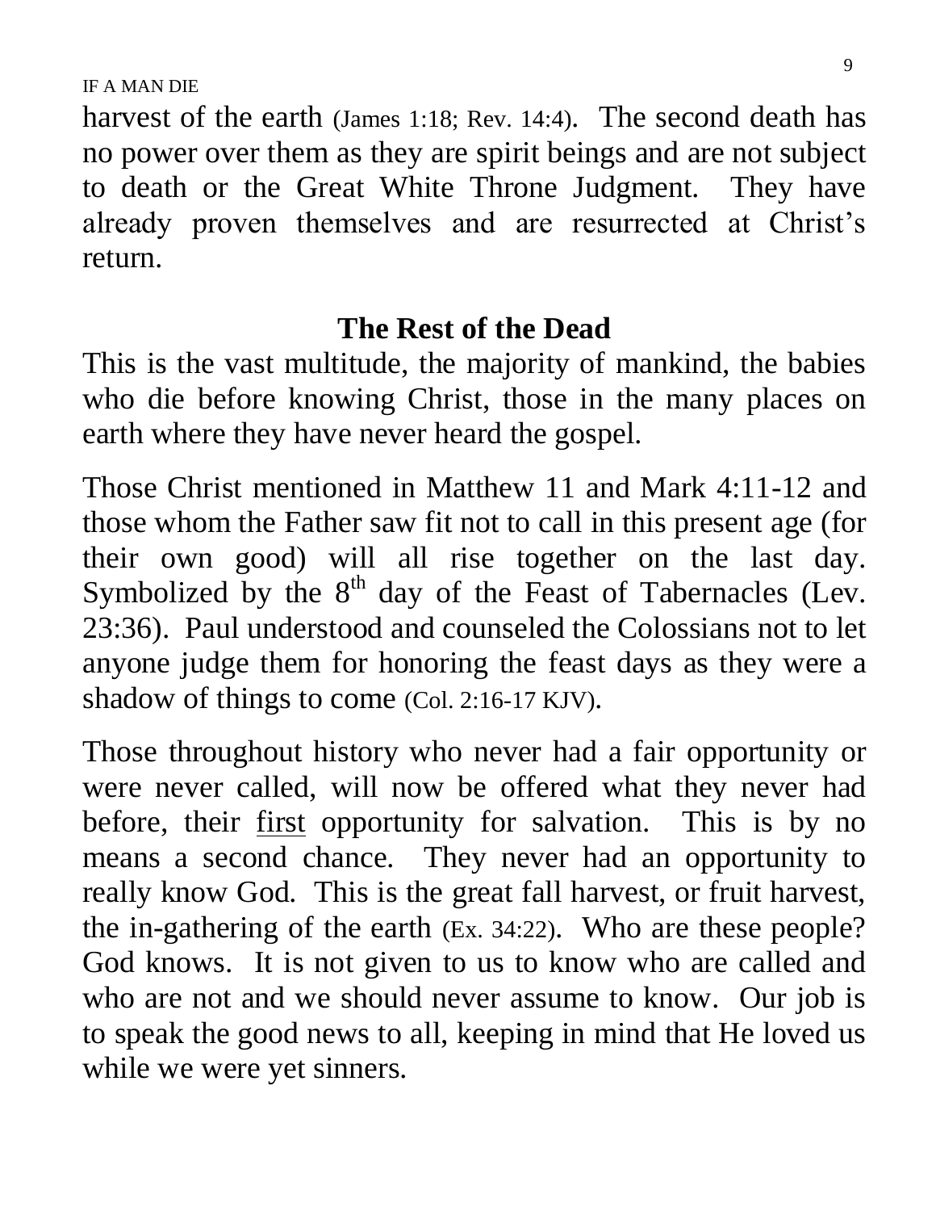harvest of the earth (James 1:18; Rev. 14:4). The second death has no power over them as they are spirit beings and are not subject to death or the Great White Throne Judgment. They have already proven themselves and are resurrected at Christ's return.

## The Rest of the Dead

This is the vast multitude, the majority of mankind, the babies who die before knowing Christ, those in the many places on earth where they have never heard the gospel.

Those Christ mentioned in Matthew 11 and Mark 4:11-12 and those whom the Father saw fit not to call in this present age (for their own good) will all rise together on the last day. Symbolized by the 8th day of the Feast of Tabernacles (Lev. 23:36). Paul understood and counseled the Colossians not to let anyone judge them for honoring the feast days as they were a shadow of things to come (Col. 2:16-17 KJV).

Those throughout history who never had a fair opportunity or were never called, will now be offered what they never had before, their <u>first</u> opportunity for salvation. This is by no means a second chance. They never had an opportunity to really know God. This is the great fall harvest, or fruit harvest, the in-gathering of the earth (Ex. 34:22). Who are these people? God knows. It is not given to us to know who are called and who are not and we should never assume to know. Our job is to speak the good news to all, keeping in mind that He loved us while we were yet sinners.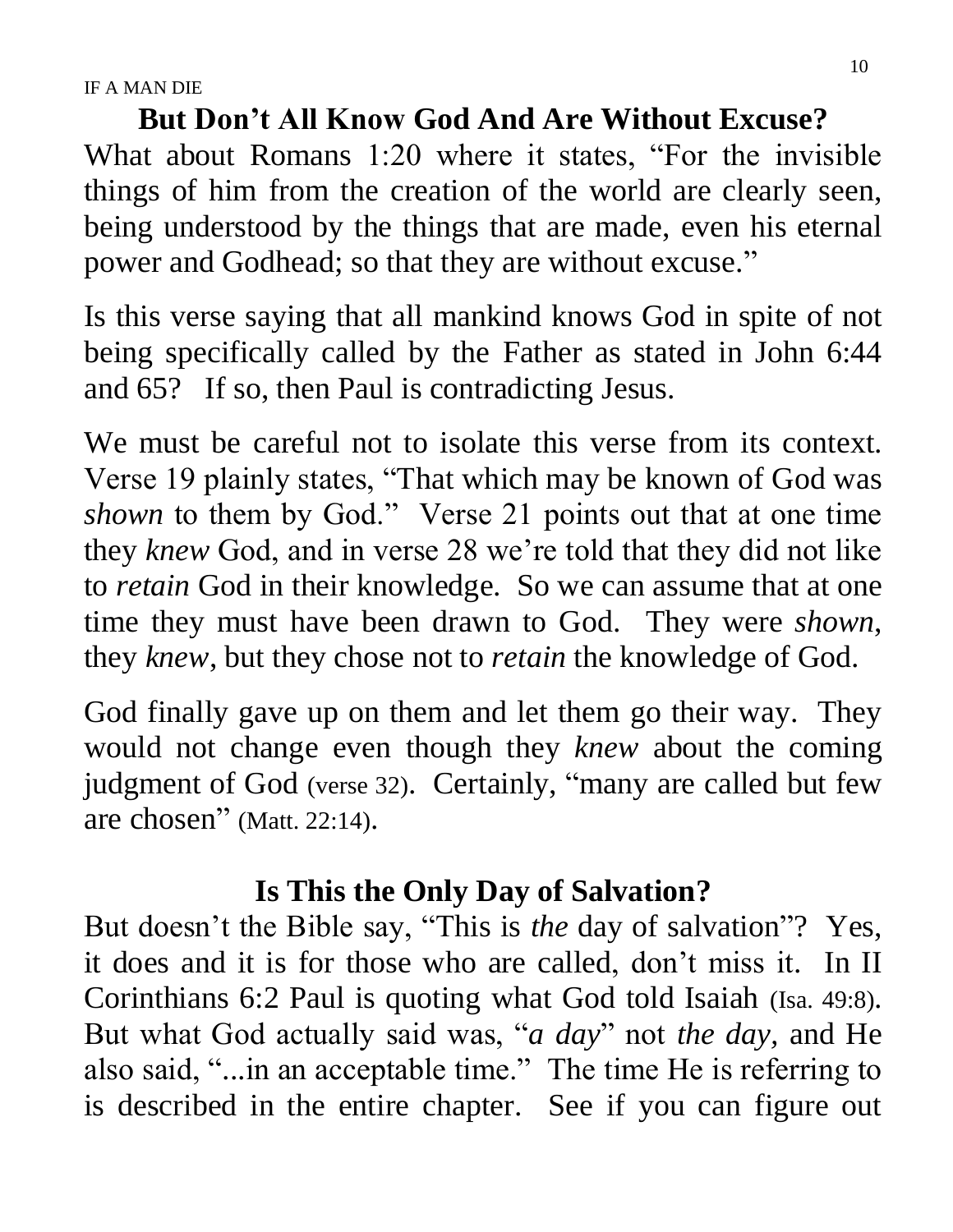## But Don't All Know God And Are Without Excuse?

What about Romans 1:20 where it states, "For the invisible things of him from the creation of the world are clearly seen, being understood by the things that are made, even his eternal power and Godhead; so that they are without excuse."

Is this verse saying that all mankind knows God in spite of not being specifically called by the Father as stated in John 6:44 and 65? If so, then Paul is contradicting Jesus.

We must be careful not to isolate this verse from its context. Verse 19 plainly states, "That which may be known of God was *shown* to them by God." Verse 21 points out that at one time they *knew* God, and in verse 28 we're told that they did not like to *retain* God in their knowledge. So we can assume that at one time they must have been drawn to God. They were *shown*, they *knew*, but they chose not to *retain* the knowledge of God.

God finally gave up on them and let them go their way. They would not change even though they *knew* about the coming judgment of God (verse 32). Certainly, "many are called but few are chosen" (Matt. 22:14).

## Is This the Only Day of Salvation?

But doesn't the Bible say, "This is *the* day of salvation"? Yes, it does and it is for those who are called, don't miss it. In II Corinthians 6:2 Paul is quoting what God told Isaiah (Isa. 49:8). But what God actually said was, "*a day*" not *the day,* and He also said, "...in an acceptable time." The time He is referring to is described in the entire chapter. See if you can figure out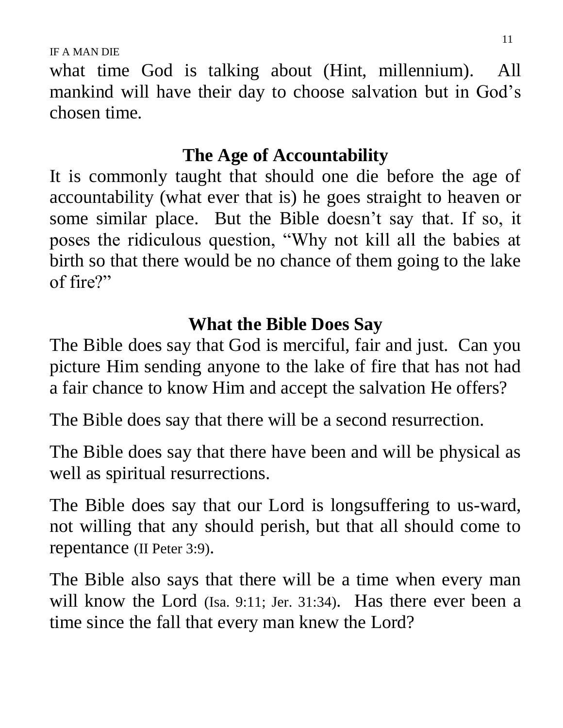what time God is talking about (Hint, millennium). All mankind will have their day to choose salvation but in God's chosen time.

## The Age of Accountability

It is commonly taught that should one die before the age of accountability (what ever that is) he goes straight to heaven or some similar place. But the Bible doesn't say that. If so, it poses the ridiculous question, "Why not kill all the babies at birth so that there would be no chance of them going to the lake of fire?"

## What the Bible Does Say

The Bible does say that God is merciful, fair and just. Can you picture Him sending anyone to the lake of fire that has not had a fair chance to know Him and accept the salvation He offers?

The Bible does say that there will be a second resurrection.

The Bible does say that there have been and will be physical as well as spiritual resurrections.

The Bible does say that our Lord is longsuffering to us-ward, not willing that any should perish, but that all should come to repentance (II Peter 3:9).

The Bible also says that there will be a time when every man will know the Lord (Isa. 9:11; Jer. 31:34). Has there ever been a time since the fall that every man knew the Lord?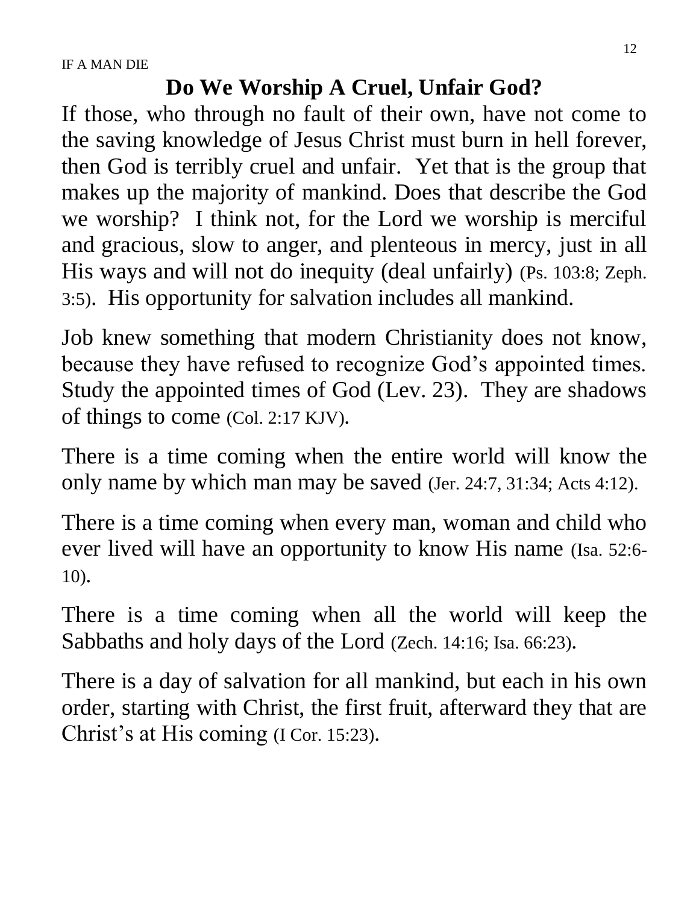## Do We Worship A Cruel, Unfair God?

If those, who through no fault of their own, have not come to the saving knowledge of Jesus Christ must burn in hell forever, then God is terribly cruel and unfair. Yet that is the group that makes up the majority of mankind. Does that describe the God we worship? I think not, for the Lord we worship is merciful and gracious, slow to anger, and plenteous in mercy, just in all His ways and will not do inequity (deal unfairly) (Ps. 103:8; Zeph. 3:5). His opportunity for salvation includes all mankind.

Job knew something that modern Christianity does not know, because they have refused to recognize God's appointed times. Study the appointed times of God (Lev. 23). They are shadows of things to come (Col. 2:17 KJV).

There is a time coming when the entire world will know the only name by which man may be saved (Jer. 24:7, 31:34; Acts 4:12).

There is a time coming when every man, woman and child who ever lived will have an opportunity to know His name (Isa. 52:6-10).

There is a time coming when all the world will keep the Sabbaths and holy days of the Lord (Zech. 14:16; Isa. 66:23).

There is a day of salvation for all mankind, but each in his own order, starting with Christ, the first fruit, afterward they that are Christ's at His coming (I Cor. 15:23).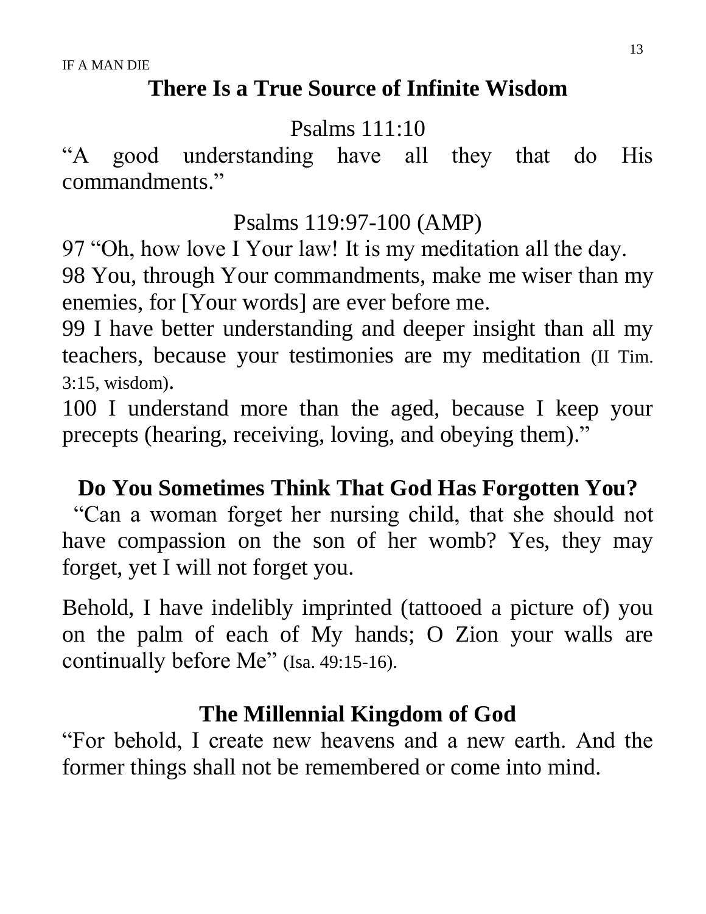## There Is a True Source of Infinite Wisdom

Psalms 111:10

"A good understanding have all they that do His commandments."

Psalms 119:97-100 (AMP)

97 "Oh, how love I Your law! It is my meditation all the day.
98 You, through Your commandments, make me wiser than my enemies, for [Your words] are ever before me.
99 I have better understanding and deeper insight than all my teachers, because your testimonies are my meditation (II Tim. 3:15, wisdom).
100 I understand more than the aged, because I keep your precepts (hearing, receiving, loving, and obeying them)."

## Do You Sometimes Think That God Has Forgotten You?

"Can a woman forget her nursing child, that she should not have compassion on the son of her womb? Yes, they may forget, yet I will not forget you.

Behold, I have indelibly imprinted (tattooed a picture of) you on the palm of each of My hands; O Zion your walls are continually before Me" (Isa. 49:15-16).

## The Millennial Kingdom of God

"For behold, I create new heavens and a new earth. And the former things shall not be remembered or come into mind.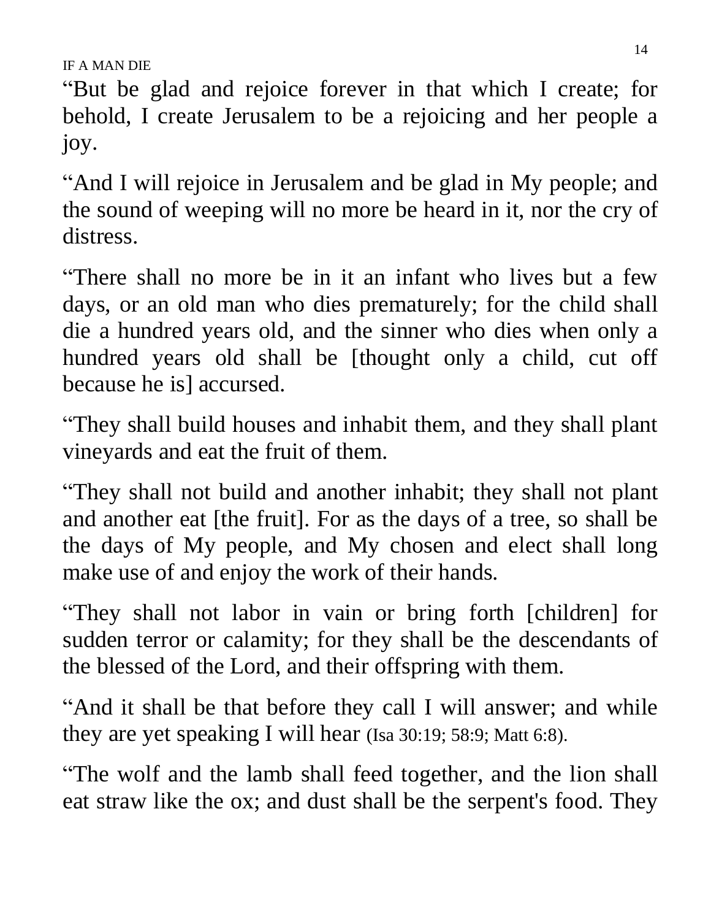“But be glad and rejoice forever in that which I create; for behold, I create Jerusalem to be a rejoicing and her people a joy.

“And I will rejoice in Jerusalem and be glad in My people; and the sound of weeping will no more be heard in it, nor the cry of distress.

“There shall no more be in it an infant who lives but a few days, or an old man who dies prematurely; for the child shall die a hundred years old, and the sinner who dies when only a hundred years old shall be [thought only a child, cut off because he is] accursed.

“They shall build houses and inhabit them, and they shall plant vineyards and eat the fruit of them.

“They shall not build and another inhabit; they shall not plant and another eat [the fruit]. For as the days of a tree, so shall be the days of My people, and My chosen and elect shall long make use of and enjoy the work of their hands.

“They shall not labor in vain or bring forth [children] for sudden terror or calamity; for they shall be the descendants of the blessed of the Lord, and their offspring with them.

“And it shall be that before they call I will answer; and while they are yet speaking I will hear (Isa 30:19; 58:9; Matt 6:8).

“The wolf and the lamb shall feed together, and the lion shall eat straw like the ox; and dust shall be the serpent's food. They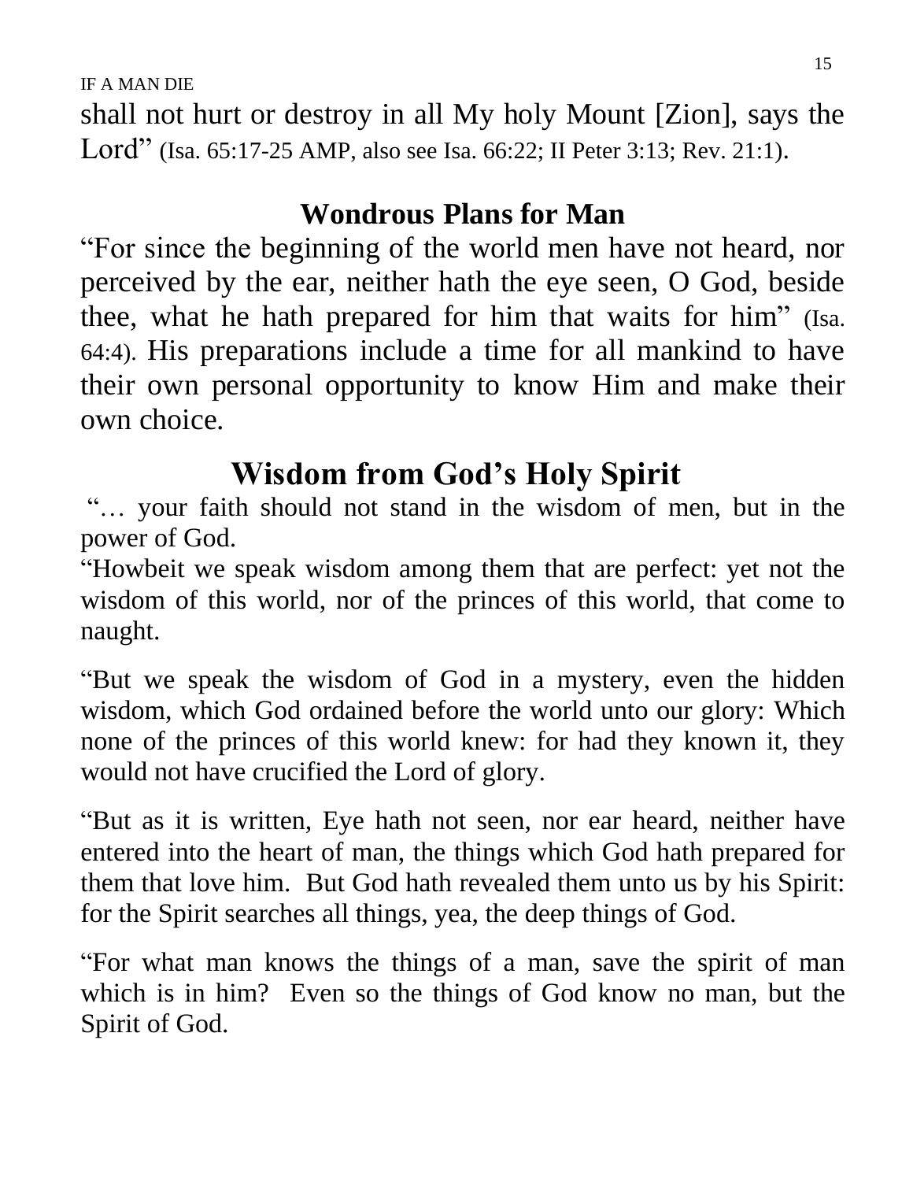shall not hurt or destroy in all My holy Mount [Zion], says the Lord" (Isa. 65:17-25 AMP, also see Isa. 66:22; II Peter 3:13; Rev. 21:1).

## Wondrous Plans for Man

"For since the beginning of the world men have not heard, nor perceived by the ear, neither hath the eye seen, O God, beside thee, what he hath prepared for him that waits for him" (Isa. 64:4). His preparations include a time for all mankind to have their own personal opportunity to know Him and make their own choice.

## Wisdom from God's Holy Spirit

"… your faith should not stand in the wisdom of men, but in the power of God.

"Howbeit we speak wisdom among them that are perfect: yet not the wisdom of this world, nor of the princes of this world, that come to naught.

"But we speak the wisdom of God in a mystery, even the hidden wisdom, which God ordained before the world unto our glory: Which none of the princes of this world knew: for had they known it, they would not have crucified the Lord of glory.

"But as it is written, Eye hath not seen, nor ear heard, neither have entered into the heart of man, the things which God hath prepared for them that love him. But God hath revealed them unto us by his Spirit: for the Spirit searches all things, yea, the deep things of God.

"For what man knows the things of a man, save the spirit of man which is in him? Even so the things of God know no man, but the Spirit of God.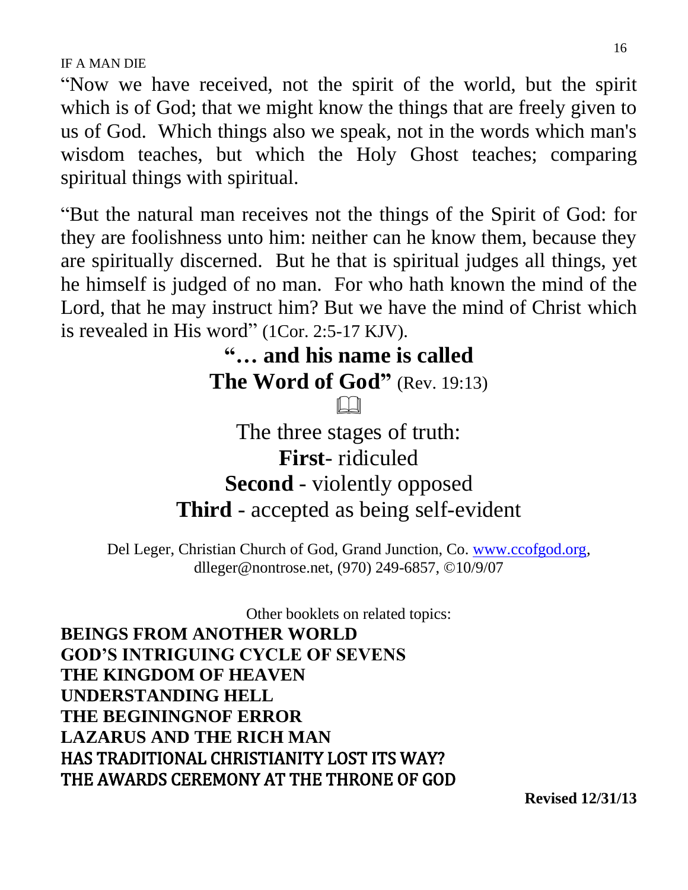"Now we have received, not the spirit of the world, but the spirit which is of God; that we might know the things that are freely given to us of God. Which things also we speak, not in the words which man's wisdom teaches, but which the Holy Ghost teaches; comparing spiritual things with spiritual.

"But the natural man receives not the things of the Spirit of God: for they are foolishness unto him: neither can he know them, because they are spiritually discerned. But he that is spiritual judges all things, yet he himself is judged of no man. For who hath known the mind of the Lord, that he may instruct him? But we have the mind of Christ which is revealed in His word" (1Cor. 2:5-17 KJV).

**"… and his name is called**
**The Word of God"** (Rev. 19:13)

📖

The three stages of truth:
**First**- ridiculed
**Second** - violently opposed
**Third** - accepted as being self-evident

Del Leger, Christian Church of God, Grand Junction, Co. www.ccofgod.org, dlleger@nontrose.net, (970) 249-6857, ©10/9/07

Other booklets on related topics:

**BEINGS FROM ANOTHER WORLD**
**GOD'S INTRIGUING CYCLE OF SEVENS**
**THE KINGDOM OF HEAVEN**
**UNDERSTANDING HELL**
**THE BEGININGNOF ERROR**
**LAZARUS AND THE RICH MAN**
**HAS TRADITIONAL CHRISTIANITY LOST ITS WAY?**
**THE AWARDS CEREMONY AT THE THRONE OF GOD**

**Revised 12/31/13**